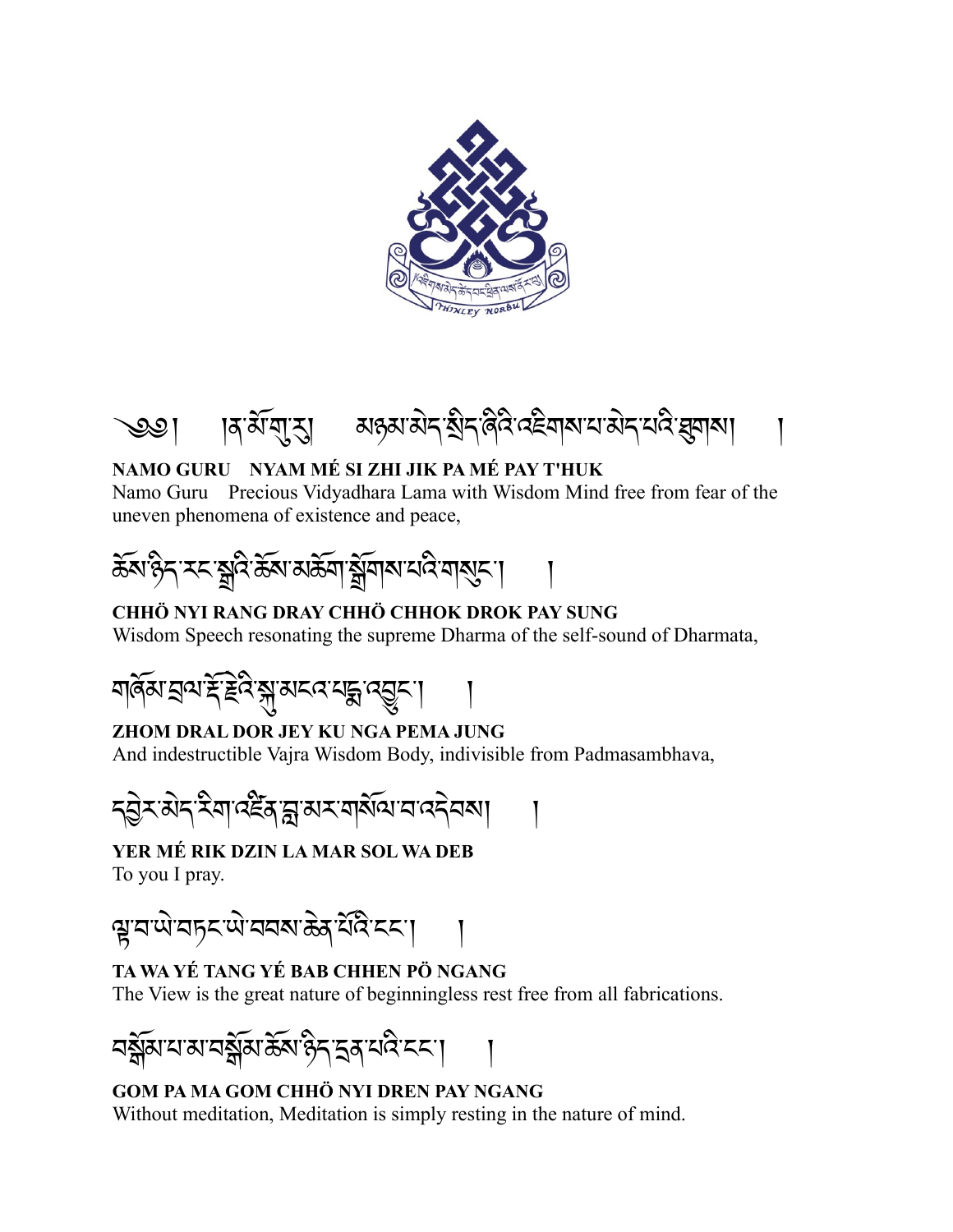༄༅། །ན་མོ་གུ་རུ། མཉམ་མེད་སྲིད་ཞིའི་འཇིགས་པ་མེད་པའི་ཐུགས། །

**NAMO GURU NYAM MÉ SI ZHI JIK PA MÉ PAY T'HUK**

Namo Guru Precious Vidyadhara Lama with Wisdom Mind free from fear of the uneven phenomena of existence and peace,

ཆོས་ཉིད་རང་སྒྲའི་ཆོས་མཆོག་སྒྲོགས་པའི་གསུང་། །

**CHHÖ NYI RANG DRAY CHHÖ CHHOK DROK PAY SUNG**

Wisdom Speech resonating the supreme Dharma of the self-sound of Dharmata,

གཞོམ་བྲལ་རྡོ་རྗེའི་སྐུ་མངའ་པདྨ་འབྱུང་། །

**ZHOM DRAL DOR JEY KU NGA PEMA JUNG**

And indestructible Vajra Wisdom Body, indivisible from Padmasambhava,

དབྱེར་མེད་རིག་འཛིན་བླ་མར་གསོལ་བ་འདེབས། །

**YER MÉ RIK DZIN LA MAR SOL WA DEB**

To you I pray.

ལྟ་བ་ཡེ་བཏང་ཡེ་བབས་ཆེན་པོའི་ངང་། །

**TA WA YÉ TANG YÉ BAB CHHEN PÖ NGANG**

The View is the great nature of beginningless rest free from all fabrications.

བསྒོམ་པ་མ་བསྒོམ་ཆོས་ཉིད་དྲན་པའི་ངང་། །

**GOM PA MA GOM CHHÖ NYI DREN PAY NGANG**

Without meditation, Meditation is simply resting in the nature of mind.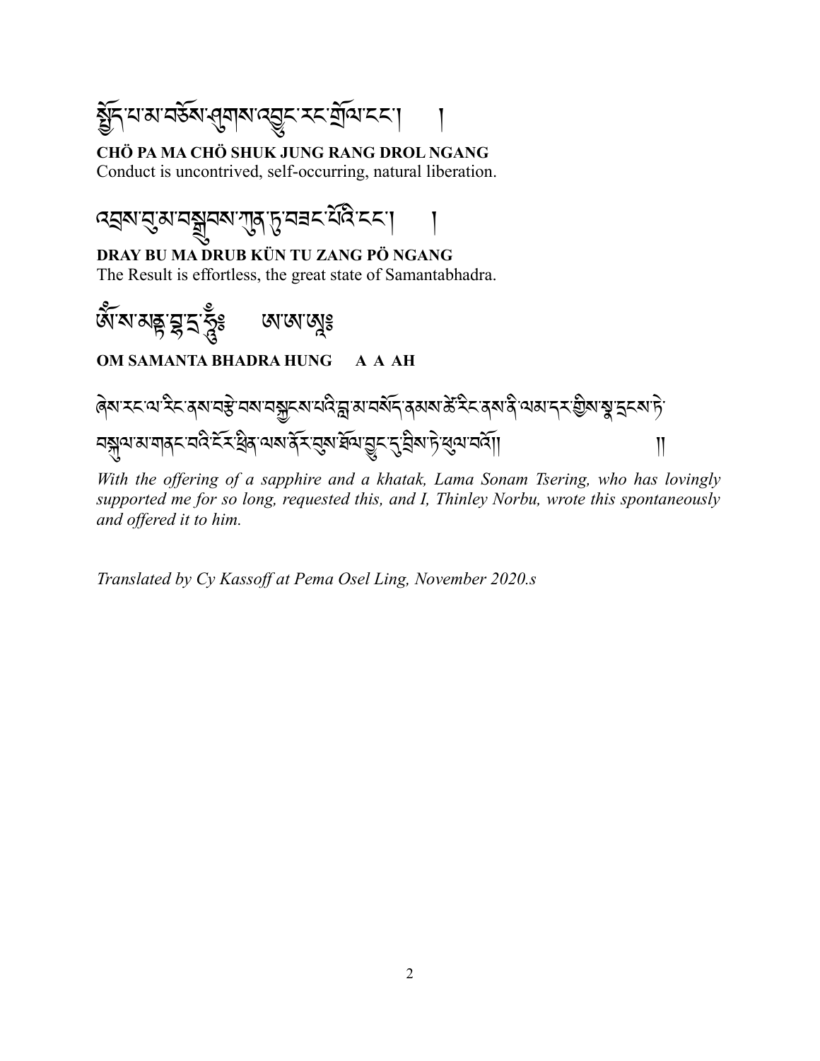སྤྱོད་པ་མ་བཅོས་ཞུགས་འབྱུང་རང་གྲོལ་ངང་། །

**CHÖ PA MA CHÖ SHUK JUNG RANG DROL NGANG**
Conduct is uncontrived, self-occurring, natural liberation.

འབྲས་བུ་མ་བསྒྲུབས་ཀུན་ཏུ་བཟང་པོའི་ངང་། །

**DRAY BU MA DRUB KÜN TU ZANG PÖ NGANG**
The Result is effortless, the great state of Samantabhadra.

ཨོཾ་ས་མནྟ་བྷ་དྲ་ཧཱུྃ༔ ཨ་ཨ་ཨཱ༔

**OM SAMANTA BHADRA HUNG A A AH**

ཞེས་རང་ལ་རིང་ནས་བརྩེ་བས་བསྐྱངས་པའི་བླ་མ་བསོད་ནམས་ཚེ་རིང་ནས་ནི་ཡམ་དར་གྱིས་སྣ་དྲངས་ཏེ་བསྐུལ་མ་གནང་བའི་ངོར་ཕྲིན་ལས་ནོར་བུས་བློ་བྱུང་དུ་བྲིས་ཏེ་ཕུལ་བའོ།། །།

*With the offering of a sapphire and a khatak, Lama Sonam Tsering, who has lovingly supported me for so long, requested this, and I, Thinley Norbu, wrote this spontaneously and offered it to him.*

*Translated by Cy Kassoff at Pema Osel Ling, November 2020.s*